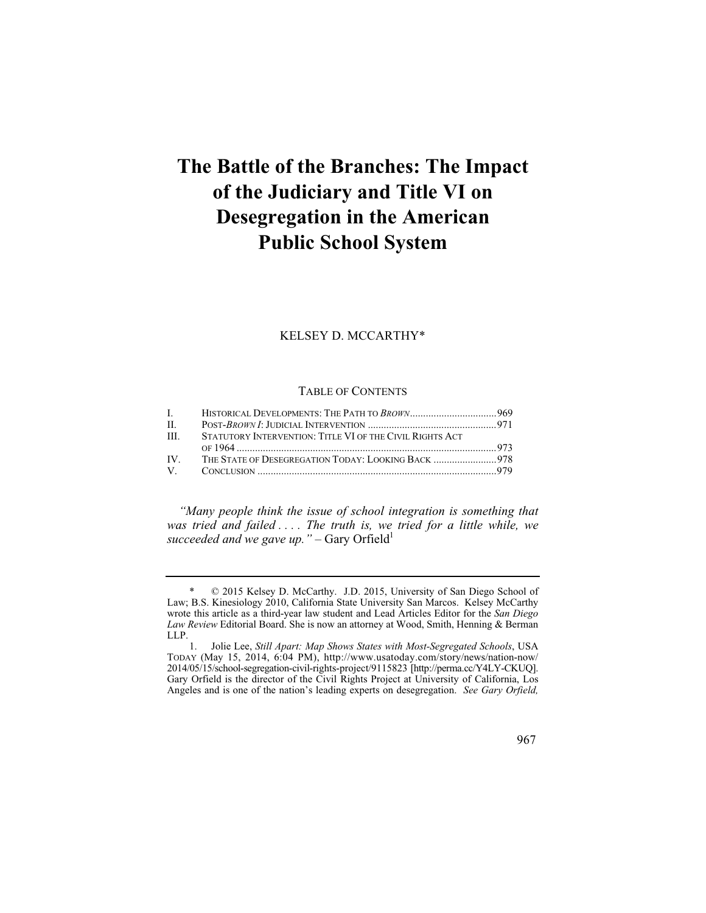# The Battle of the Branches: The Impact of the Judiciary and Title VI on Desegregation in the American Public School System

KELSEY D. MCCARTHY*

TABLE OF CONTENTS

| | | |
|---|---|---|
| I. | HISTORICAL DEVELOPMENTS: THE PATH TO *BROWN* | 969 |
| II. | POST-*BROWN I*: JUDICIAL INTERVENTION | 971 |
| III. | STATUTORY INTERVENTION: TITLE VI OF THE CIVIL RIGHTS ACT OF 1964 | 973 |
| IV. | THE STATE OF DESEGREGATION TODAY: LOOKING BACK | 978 |
| V. | CONCLUSION | 979 |

*"Many people think the issue of school integration is something that was tried and failed . . . . The truth is, we tried for a little while, we succeeded and we gave up."* – Gary Orfield[1]

---

\* © 2015 Kelsey D. McCarthy. J.D. 2015, University of San Diego School of Law; B.S. Kinesiology 2010, California State University San Marcos. Kelsey McCarthy wrote this article as a third-year law student and Lead Articles Editor for the *San Diego Law Review* Editorial Board. She is now an attorney at Wood, Smith, Henning & Berman LLP.

1. Jolie Lee, *Still Apart: Map Shows States with Most-Segregated Schools*, USA TODAY (May 15, 2014, 6:04 PM), http://www.usatoday.com/story/news/nation-now/2014/05/15/school-segregation-civil-rights-project/9115823 [http://perma.cc/Y4LY-CKUQ]. Gary Orfield is the director of the Civil Rights Project at University of California, Los Angeles and is one of the nation's leading experts on desegregation. *See Gary Orfield,*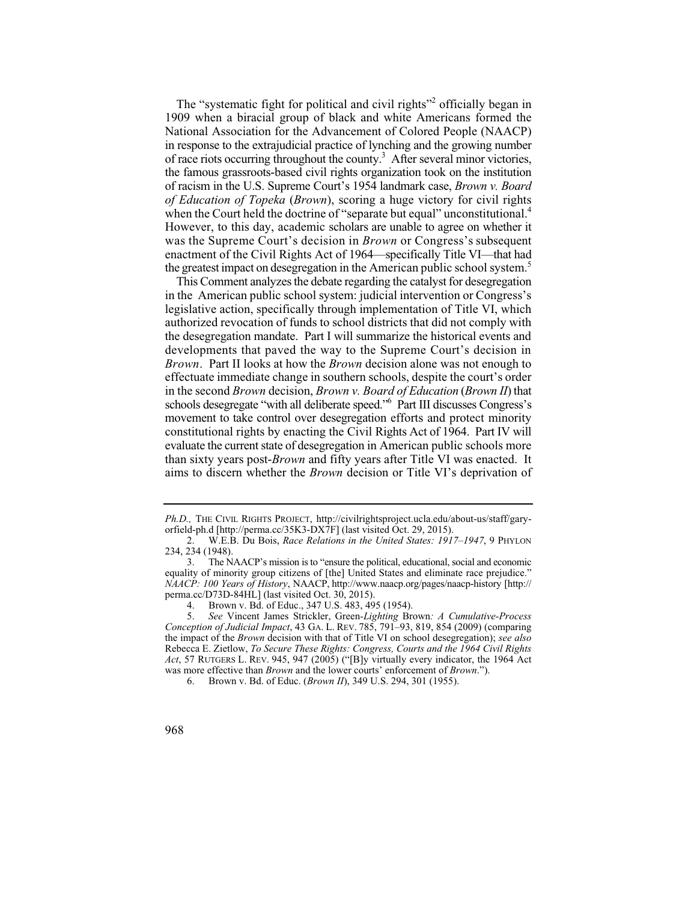The "systematic fight for political and civil rights"[2] officially began in 1909 when a biracial group of black and white Americans formed the National Association for the Advancement of Colored People (NAACP) in response to the extrajudicial practice of lynching and the growing number of race riots occurring throughout the county.[3] After several minor victories, the famous grassroots-based civil rights organization took on the institution of racism in the U.S. Supreme Court's 1954 landmark case, *Brown v. Board of Education of Topeka* (*Brown*), scoring a huge victory for civil rights when the Court held the doctrine of "separate but equal" unconstitutional.[4] However, to this day, academic scholars are unable to agree on whether it was the Supreme Court's decision in *Brown* or Congress's subsequent enactment of the Civil Rights Act of 1964—specifically Title VI—that had the greatest impact on desegregation in the American public school system.[5]

This Comment analyzes the debate regarding the catalyst for desegregation in the American public school system: judicial intervention or Congress's legislative action, specifically through implementation of Title VI, which authorized revocation of funds to school districts that did not comply with the desegregation mandate. Part I will summarize the historical events and developments that paved the way to the Supreme Court's decision in *Brown*. Part II looks at how the *Brown* decision alone was not enough to effectuate immediate change in southern schools, despite the court's order in the second *Brown* decision, *Brown v. Board of Education* (*Brown II*) that schools desegregate "with all deliberate speed."[6] Part III discusses Congress's movement to take control over desegregation efforts and protect minority constitutional rights by enacting the Civil Rights Act of 1964. Part IV will evaluate the current state of desegregation in American public schools more than sixty years post-*Brown* and fifty years after Title VI was enacted. It aims to discern whether the *Brown* decision or Title VI's deprivation of

---

*Ph.D.*, THE CIVIL RIGHTS PROJECT, http://civilrightsproject.ucla.edu/about-us/staff/gary-orfield-ph.d [http://perma.cc/35K3-DX7F] (last visited Oct. 29, 2015).

2. W.E.B. Du Bois, *Race Relations in the United States: 1917–1947*, 9 PHYLON 234, 234 (1948).

3. The NAACP's mission is to "ensure the political, educational, social and economic equality of minority group citizens of [the] United States and eliminate race prejudice." *NAACP: 100 Years of History*, NAACP, http://www.naacp.org/pages/naacp-history [http://perma.cc/D73D-84HL] (last visited Oct. 30, 2015).

4. Brown v. Bd. of Educ., 347 U.S. 483, 495 (1954).

5. *See* Vincent James Strickler, Green-*Lighting* Brown*: A Cumulative-Process Conception of Judicial Impact*, 43 GA. L. REV. 785, 791–93, 819, 854 (2009) (comparing the impact of the *Brown* decision with that of Title VI on school desegregation); *see also* Rebecca E. Zietlow, *To Secure These Rights: Congress, Courts and the 1964 Civil Rights Act*, 57 RUTGERS L. REV. 945, 947 (2005) ("[B]y virtually every indicator, the 1964 Act was more effective than *Brown* and the lower courts' enforcement of *Brown*.").

6. Brown v. Bd. of Educ. (*Brown II*), 349 U.S. 294, 301 (1955).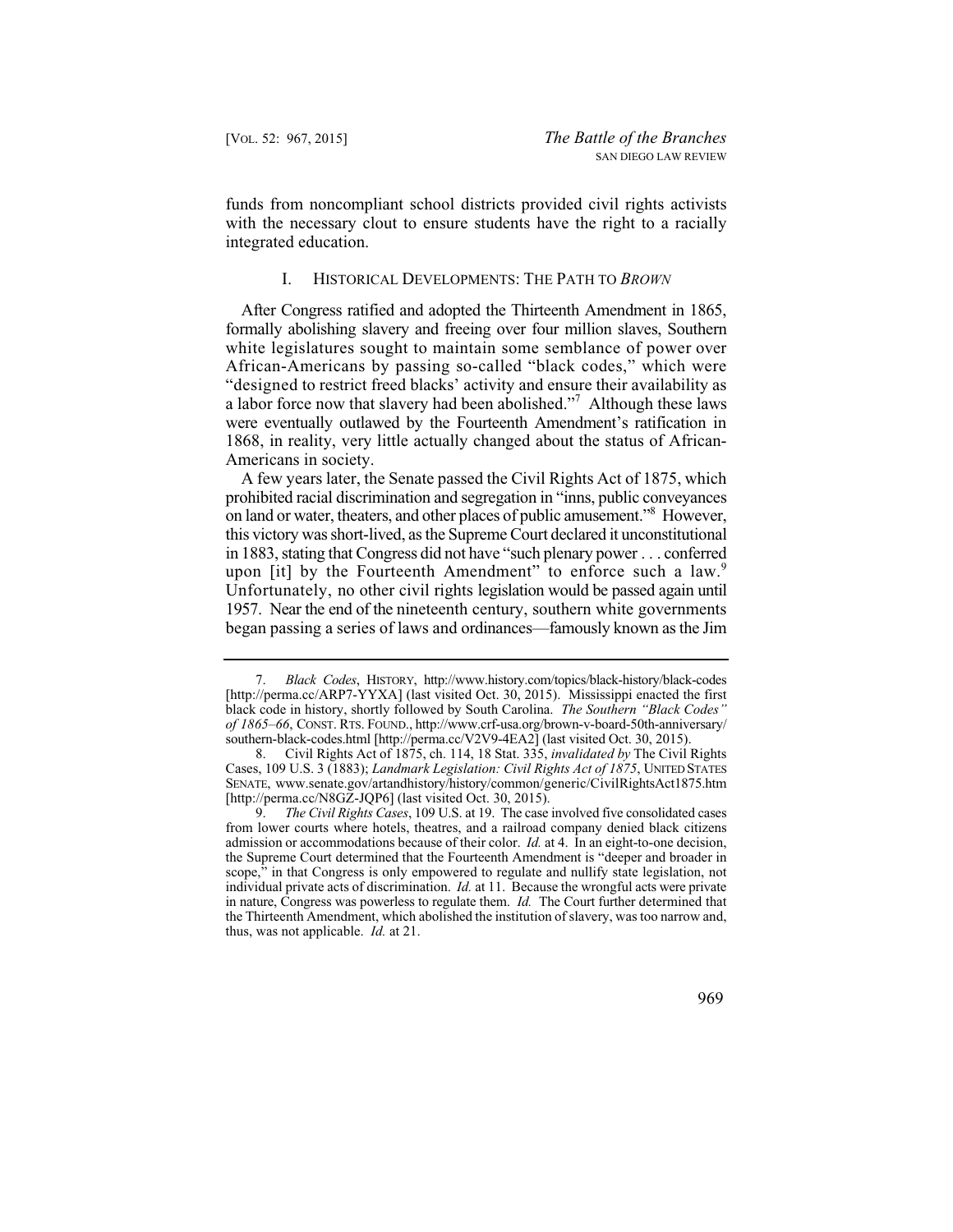funds from noncompliant school districts provided civil rights activists with the necessary clout to ensure students have the right to a racially integrated education.

## I. HISTORICAL DEVELOPMENTS: THE PATH TO *BROWN*

After Congress ratified and adopted the Thirteenth Amendment in 1865, formally abolishing slavery and freeing over four million slaves, Southern white legislatures sought to maintain some semblance of power over African-Americans by passing so-called "black codes," which were "designed to restrict freed blacks' activity and ensure their availability as a labor force now that slavery had been abolished."[7] Although these laws were eventually outlawed by the Fourteenth Amendment's ratification in 1868, in reality, very little actually changed about the status of African-Americans in society.

A few years later, the Senate passed the Civil Rights Act of 1875, which prohibited racial discrimination and segregation in "inns, public conveyances on land or water, theaters, and other places of public amusement."[8] However, this victory was short-lived, as the Supreme Court declared it unconstitutional in 1883, stating that Congress did not have "such plenary power . . . conferred upon [it] by the Fourteenth Amendment" to enforce such a law.[9] Unfortunately, no other civil rights legislation would be passed again until 1957. Near the end of the nineteenth century, southern white governments began passing a series of laws and ordinances—famously known as the Jim

---

7. *Black Codes*, HISTORY, http://www.history.com/topics/black-history/black-codes [http://perma.cc/ARP7-YYXA] (last visited Oct. 30, 2015). Mississippi enacted the first black code in history, shortly followed by South Carolina. *The Southern "Black Codes" of 1865–66*, CONST. RTS. FOUND., http://www.crf-usa.org/brown-v-board-50th-anniversary/southern-black-codes.html [http://perma.cc/V2V9-4EA2] (last visited Oct. 30, 2015).

8. Civil Rights Act of 1875, ch. 114, 18 Stat. 335, *invalidated by* The Civil Rights Cases, 109 U.S. 3 (1883); *Landmark Legislation: Civil Rights Act of 1875*, UNITED STATES SENATE, www.senate.gov/artandhistory/history/common/generic/CivilRightsAct1875.htm [http://perma.cc/N8GZ-JQP6] (last visited Oct. 30, 2015).

9. *The Civil Rights Cases*, 109 U.S. at 19. The case involved five consolidated cases from lower courts where hotels, theatres, and a railroad company denied black citizens admission or accommodations because of their color. *Id.* at 4. In an eight-to-one decision, the Supreme Court determined that the Fourteenth Amendment is "deeper and broader in scope," in that Congress is only empowered to regulate and nullify state legislation, not individual private acts of discrimination. *Id.* at 11. Because the wrongful acts were private in nature, Congress was powerless to regulate them. *Id.* The Court further determined that the Thirteenth Amendment, which abolished the institution of slavery, was too narrow and, thus, was not applicable. *Id.* at 21.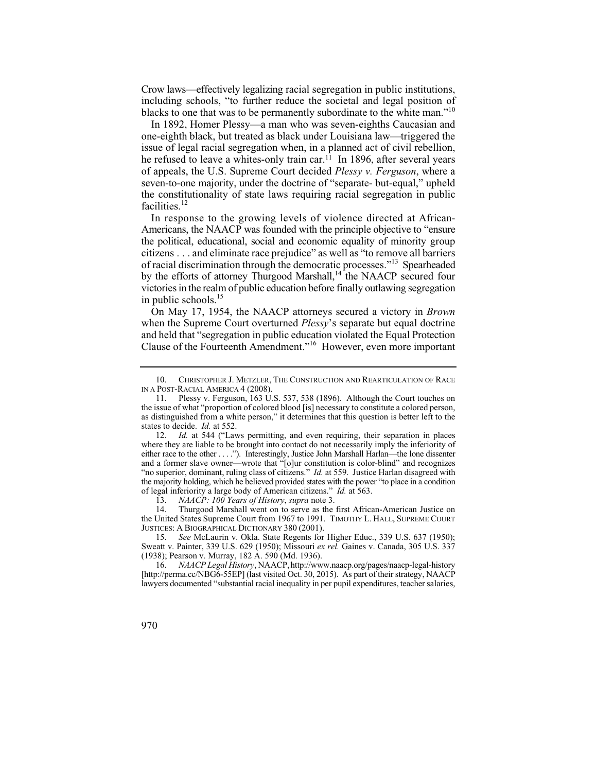Crow laws—effectively legalizing racial segregation in public institutions, including schools, "to further reduce the societal and legal position of blacks to one that was to be permanently subordinate to the white man."[10]

In 1892, Homer Plessy—a man who was seven-eighths Caucasian and one-eighth black, but treated as black under Louisiana law—triggered the issue of legal racial segregation when, in a planned act of civil rebellion, he refused to leave a whites-only train car.[11] In 1896, after several years of appeals, the U.S. Supreme Court decided *Plessy v. Ferguson*, where a seven-to-one majority, under the doctrine of "separate- but-equal," upheld the constitutionality of state laws requiring racial segregation in public facilities.[12]

In response to the growing levels of violence directed at African-Americans, the NAACP was founded with the principle objective to "ensure the political, educational, social and economic equality of minority group citizens . . . and eliminate race prejudice" as well as "to remove all barriers of racial discrimination through the democratic processes."[13] Spearheaded by the efforts of attorney Thurgood Marshall,[14] the NAACP secured four victories in the realm of public education before finally outlawing segregation in public schools.[15]

On May 17, 1954, the NAACP attorneys secured a victory in *Brown* when the Supreme Court overturned *Plessy*'s separate but equal doctrine and held that "segregation in public education violated the Equal Protection Clause of the Fourteenth Amendment."[16] However, even more important

---

10. CHRISTOPHER J. METZLER, THE CONSTRUCTION AND REARTICULATION OF RACE IN A POST-RACIAL AMERICA 4 (2008).

11. Plessy v. Ferguson, 163 U.S. 537, 538 (1896). Although the Court touches on the issue of what "proportion of colored blood [is] necessary to constitute a colored person, as distinguished from a white person," it determines that this question is better left to the states to decide. *Id.* at 552.

12. *Id.* at 544 ("Laws permitting, and even requiring, their separation in places where they are liable to be brought into contact do not necessarily imply the inferiority of either race to the other . . . ."). Interestingly, Justice John Marshall Harlan—the lone dissenter and a former slave owner—wrote that "[o]ur constitution is color-blind" and recognizes "no superior, dominant, ruling class of citizens." *Id.* at 559. Justice Harlan disagreed with the majority holding, which he believed provided states with the power "to place in a condition of legal inferiority a large body of American citizens." *Id.* at 563.

13. *NAACP: 100 Years of History*, *supra* note 3.

14. Thurgood Marshall went on to serve as the first African-American Justice on the United States Supreme Court from 1967 to 1991. TIMOTHY L. HALL, SUPREME COURT JUSTICES: A BIOGRAPHICAL DICTIONARY 380 (2001).

15. *See* McLaurin v. Okla. State Regents for Higher Educ., 339 U.S. 637 (1950); Sweatt v. Painter, 339 U.S. 629 (1950); Missouri *ex rel.* Gaines v. Canada, 305 U.S. 337 (1938); Pearson v. Murray, 182 A. 590 (Md. 1936).

16. *NAACP Legal History*, NAACP, http://www.naacp.org/pages/naacp-legal-history [http://perma.cc/NBG6-55EP] (last visited Oct. 30, 2015). As part of their strategy, NAACP lawyers documented "substantial racial inequality in per pupil expenditures, teacher salaries,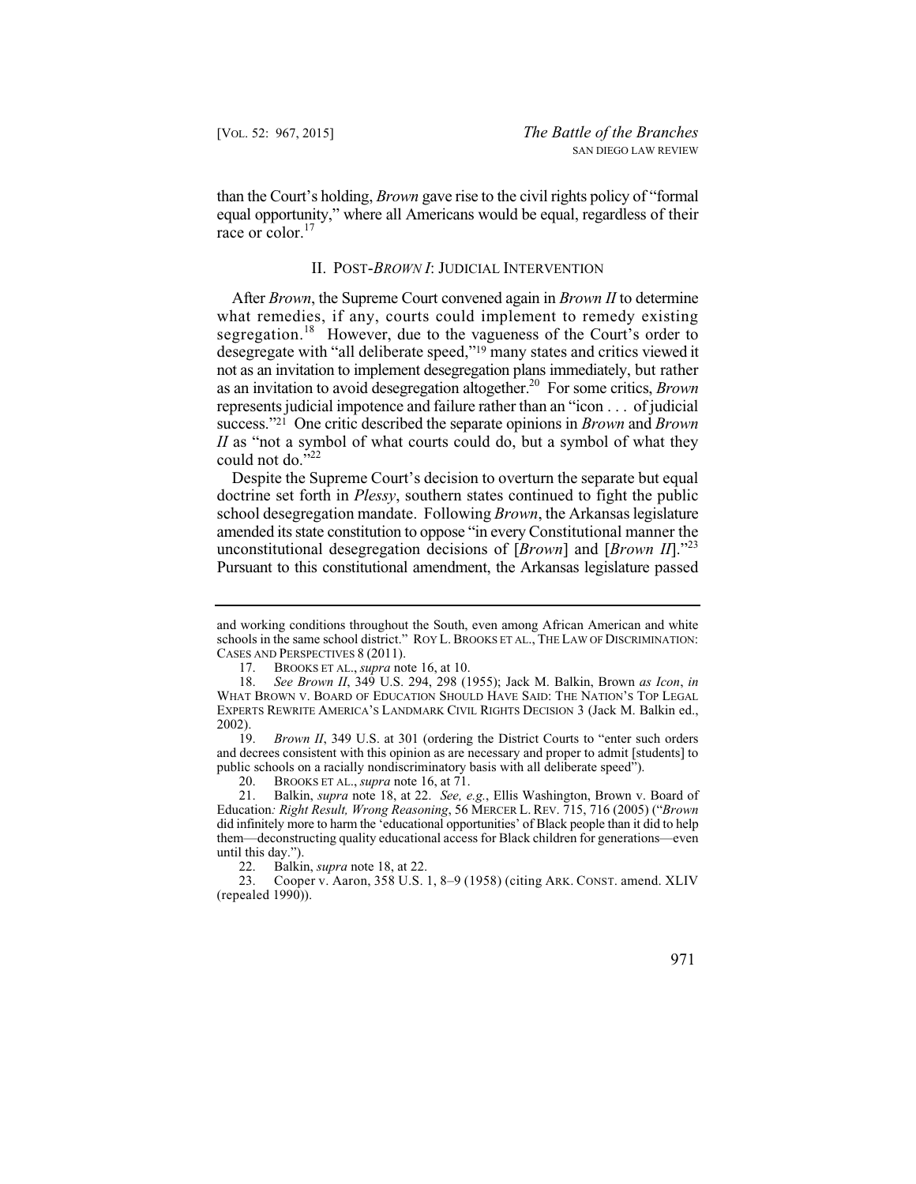than the Court's holding, *Brown* gave rise to the civil rights policy of "formal equal opportunity," where all Americans would be equal, regardless of their race or color.[17]

## II. POST-*BROWN I*: JUDICIAL INTERVENTION

After *Brown*, the Supreme Court convened again in *Brown II* to determine what remedies, if any, courts could implement to remedy existing segregation.[18] However, due to the vagueness of the Court's order to desegregate with "all deliberate speed,"[19] many states and critics viewed it not as an invitation to implement desegregation plans immediately, but rather as an invitation to avoid desegregation altogether.[20] For some critics, *Brown* represents judicial impotence and failure rather than an "icon . . . of judicial success."[21] One critic described the separate opinions in *Brown* and *Brown II* as "not a symbol of what courts could do, but a symbol of what they could not do."[22]

Despite the Supreme Court's decision to overturn the separate but equal doctrine set forth in *Plessy*, southern states continued to fight the public school desegregation mandate. Following *Brown*, the Arkansas legislature amended its state constitution to oppose "in every Constitutional manner the unconstitutional desegregation decisions of [*Brown*] and [*Brown II*]."[23] Pursuant to this constitutional amendment, the Arkansas legislature passed

---

and working conditions throughout the South, even among African American and white schools in the same school district." ROY L. BROOKS ET AL., THE LAW OF DISCRIMINATION: CASES AND PERSPECTIVES 8 (2011).

17. BROOKS ET AL., *supra* note 16, at 10.

18. *See Brown II*, 349 U.S. 294, 298 (1955); Jack M. Balkin, Brown *as Icon*, *in* WHAT BROWN V. BOARD OF EDUCATION SHOULD HAVE SAID: THE NATION'S TOP LEGAL EXPERTS REWRITE AMERICA'S LANDMARK CIVIL RIGHTS DECISION 3 (Jack M. Balkin ed., 2002).

19. *Brown II*, 349 U.S. at 301 (ordering the District Courts to "enter such orders and decrees consistent with this opinion as are necessary and proper to admit [students] to public schools on a racially nondiscriminatory basis with all deliberate speed").

20. BROOKS ET AL., *supra* note 16, at 71.

21. Balkin, *supra* note 18, at 22. *See, e.g.*, Ellis Washington, Brown v. Board of Education*: Right Result, Wrong Reasoning*, 56 MERCER L. REV. 715, 716 (2005) ("*Brown* did infinitely more to harm the 'educational opportunities' of Black people than it did to help them—deconstructing quality educational access for Black children for generations—even until this day.").

22. Balkin, *supra* note 18, at 22.

23. Cooper v. Aaron, 358 U.S. 1, 8–9 (1958) (citing ARK. CONST. amend. XLIV (repealed 1990)).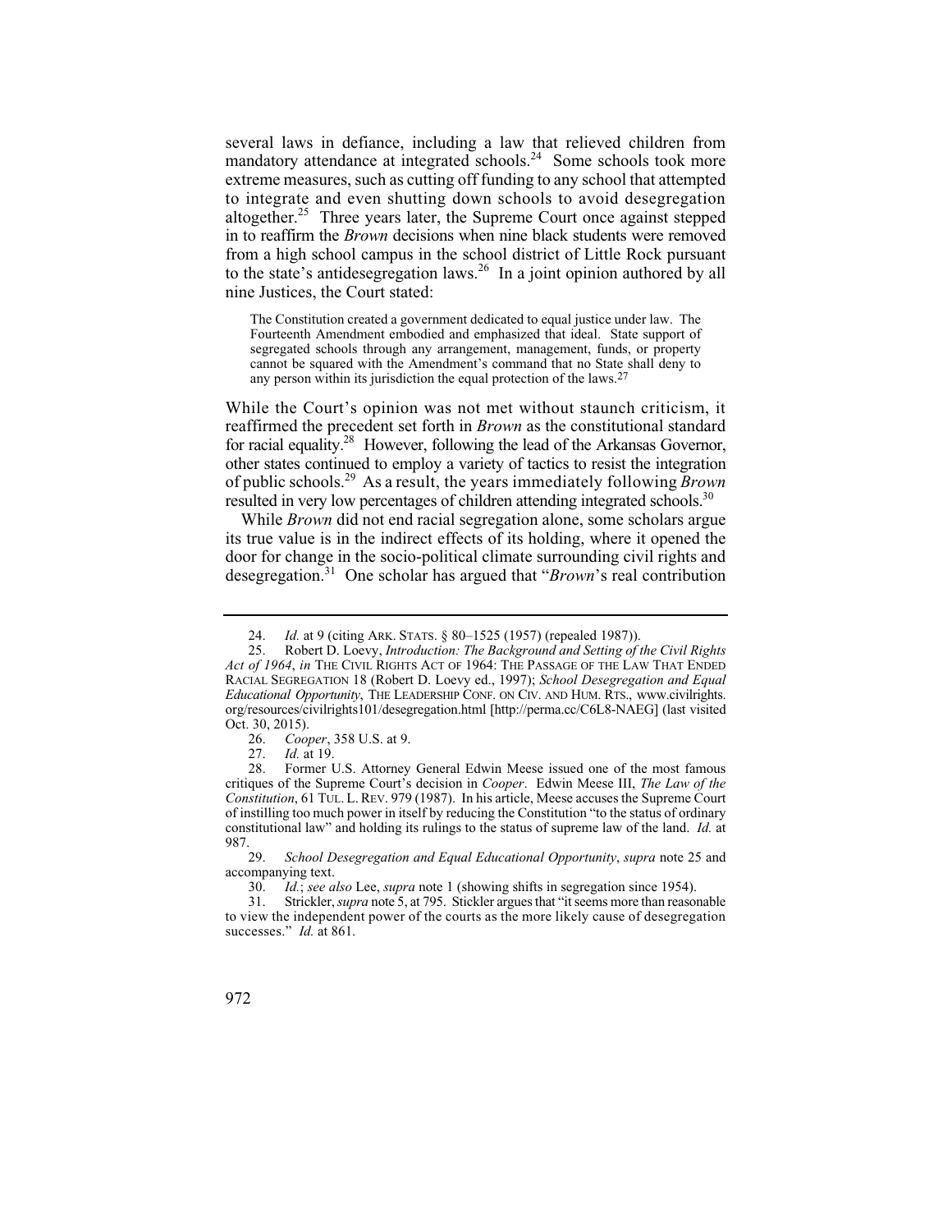several laws in defiance, including a law that relieved children from mandatory attendance at integrated schools.[24] Some schools took more extreme measures, such as cutting off funding to any school that attempted to integrate and even shutting down schools to avoid desegregation altogether.[25] Three years later, the Supreme Court once against stepped in to reaffirm the *Brown* decisions when nine black students were removed from a high school campus in the school district of Little Rock pursuant to the state's antidesegregation laws.[26] In a joint opinion authored by all nine Justices, the Court stated:

> The Constitution created a government dedicated to equal justice under law. The Fourteenth Amendment embodied and emphasized that ideal. State support of segregated schools through any arrangement, management, funds, or property cannot be squared with the Amendment's command that no State shall deny to any person within its jurisdiction the equal protection of the laws.[27]

While the Court's opinion was not met without staunch criticism, it reaffirmed the precedent set forth in *Brown* as the constitutional standard for racial equality.[28] However, following the lead of the Arkansas Governor, other states continued to employ a variety of tactics to resist the integration of public schools.[29] As a result, the years immediately following *Brown* resulted in very low percentages of children attending integrated schools.[30]

While *Brown* did not end racial segregation alone, some scholars argue its true value is in the indirect effects of its holding, where it opened the door for change in the socio-political climate surrounding civil rights and desegregation.[31] One scholar has argued that "*Brown*'s real contribution

---

24. *Id.* at 9 (citing ARK. STATS. § 80–1525 (1957) (repealed 1987)).

25. Robert D. Loevy, *Introduction: The Background and Setting of the Civil Rights Act of 1964*, *in* THE CIVIL RIGHTS ACT OF 1964: THE PASSAGE OF THE LAW THAT ENDED RACIAL SEGREGATION 18 (Robert D. Loevy ed., 1997); *School Desegregation and Equal Educational Opportunity*, THE LEADERSHIP CONF. ON CIV. AND HUM. RTS., www.civilrights.org/resources/civilrights101/desegregation.html [http://perma.cc/C6L8-NAEG] (last visited Oct. 30, 2015).

26. *Cooper*, 358 U.S. at 9.

27. *Id.* at 19.

28. Former U.S. Attorney General Edwin Meese issued one of the most famous critiques of the Supreme Court's decision in *Cooper*. Edwin Meese III, *The Law of the Constitution*, 61 TUL. L. REV. 979 (1987). In his article, Meese accuses the Supreme Court of instilling too much power in itself by reducing the Constitution "to the status of ordinary constitutional law" and holding its rulings to the status of supreme law of the land. *Id.* at 987.

29. *School Desegregation and Equal Educational Opportunity*, *supra* note 25 and accompanying text.

30. *Id.*; *see also* Lee, *supra* note 1 (showing shifts in segregation since 1954).

31. Strickler, *supra* note 5, at 795. Stickler argues that "it seems more than reasonable to view the independent power of the courts as the more likely cause of desegregation successes." *Id.* at 861.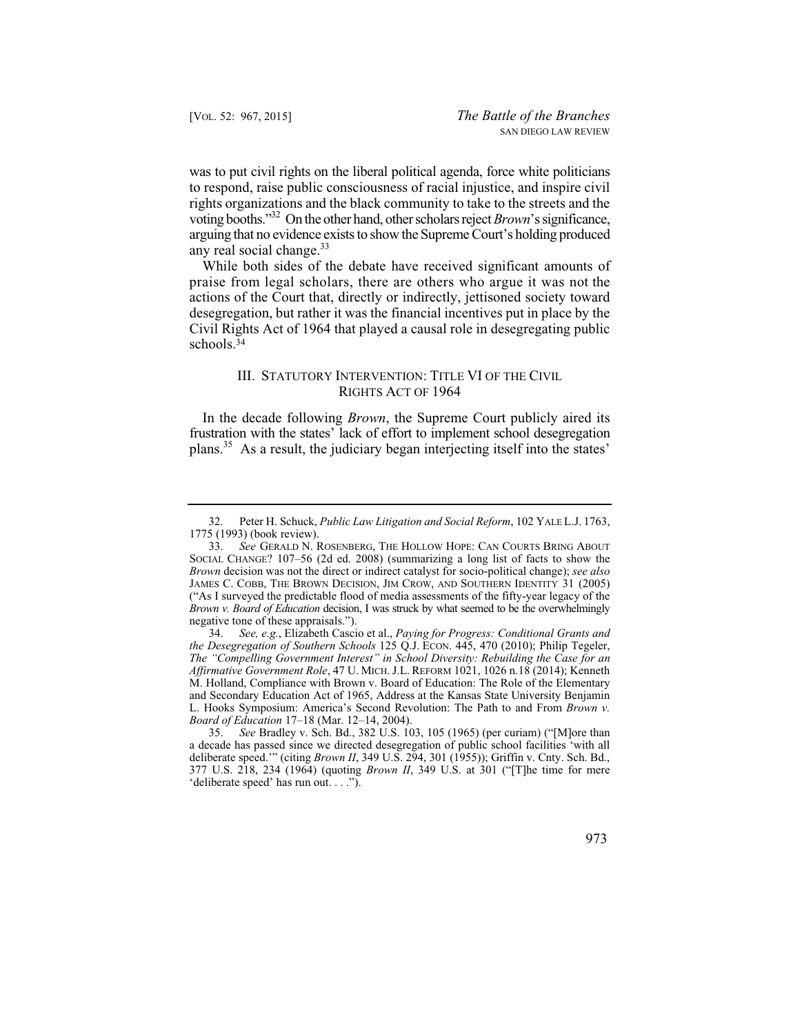was to put civil rights on the liberal political agenda, force white politicians to respond, raise public consciousness of racial injustice, and inspire civil rights organizations and the black community to take to the streets and the voting booths."[32] On the other hand, other scholars reject *Brown*'s significance, arguing that no evidence exists to show the Supreme Court's holding produced any real social change.[33]

While both sides of the debate have received significant amounts of praise from legal scholars, there are others who argue it was not the actions of the Court that, directly or indirectly, jettisoned society toward desegregation, but rather it was the financial incentives put in place by the Civil Rights Act of 1964 that played a causal role in desegregating public schools.[34]

## III. STATUTORY INTERVENTION: TITLE VI OF THE CIVIL RIGHTS ACT OF 1964

In the decade following *Brown*, the Supreme Court publicly aired its frustration with the states' lack of effort to implement school desegregation plans.[35] As a result, the judiciary began interjecting itself into the states'

---

32. Peter H. Schuck, *Public Law Litigation and Social Reform*, 102 YALE L.J. 1763, 1775 (1993) (book review).

33. *See* GERALD N. ROSENBERG, THE HOLLOW HOPE: CAN COURTS BRING ABOUT SOCIAL CHANGE? 107–56 (2d ed. 2008) (summarizing a long list of facts to show the *Brown* decision was not the direct or indirect catalyst for socio-political change); *see also* JAMES C. COBB, THE BROWN DECISION, JIM CROW, AND SOUTHERN IDENTITY 31 (2005) ("As I surveyed the predictable flood of media assessments of the fifty-year legacy of the *Brown v. Board of Education* decision, I was struck by what seemed to be the overwhelmingly negative tone of these appraisals.").

34. *See, e.g.*, Elizabeth Cascio et al., *Paying for Progress: Conditional Grants and the Desegregation of Southern Schools* 125 Q.J. ECON. 445, 470 (2010); Philip Tegeler, *The "Compelling Government Interest" in School Diversity: Rebuilding the Case for an Affirmative Government Role*, 47 U. MICH. J.L. REFORM 1021, 1026 n.18 (2014); Kenneth M. Holland, Compliance with Brown v. Board of Education: The Role of the Elementary and Secondary Education Act of 1965, Address at the Kansas State University Benjamin L. Hooks Symposium: America's Second Revolution: The Path to and From *Brown v. Board of Education* 17–18 (Mar. 12–14, 2004).

35. *See* Bradley v. Sch. Bd., 382 U.S. 103, 105 (1965) (per curiam) ("[M]ore than a decade has passed since we directed desegregation of public school facilities 'with all deliberate speed.'" (citing *Brown II*, 349 U.S. 294, 301 (1955)); Griffin v. Cnty. Sch. Bd., 377 U.S. 218, 234 (1964) (quoting *Brown II*, 349 U.S. at 301 ("[T]he time for mere 'deliberate speed' has run out. . . .").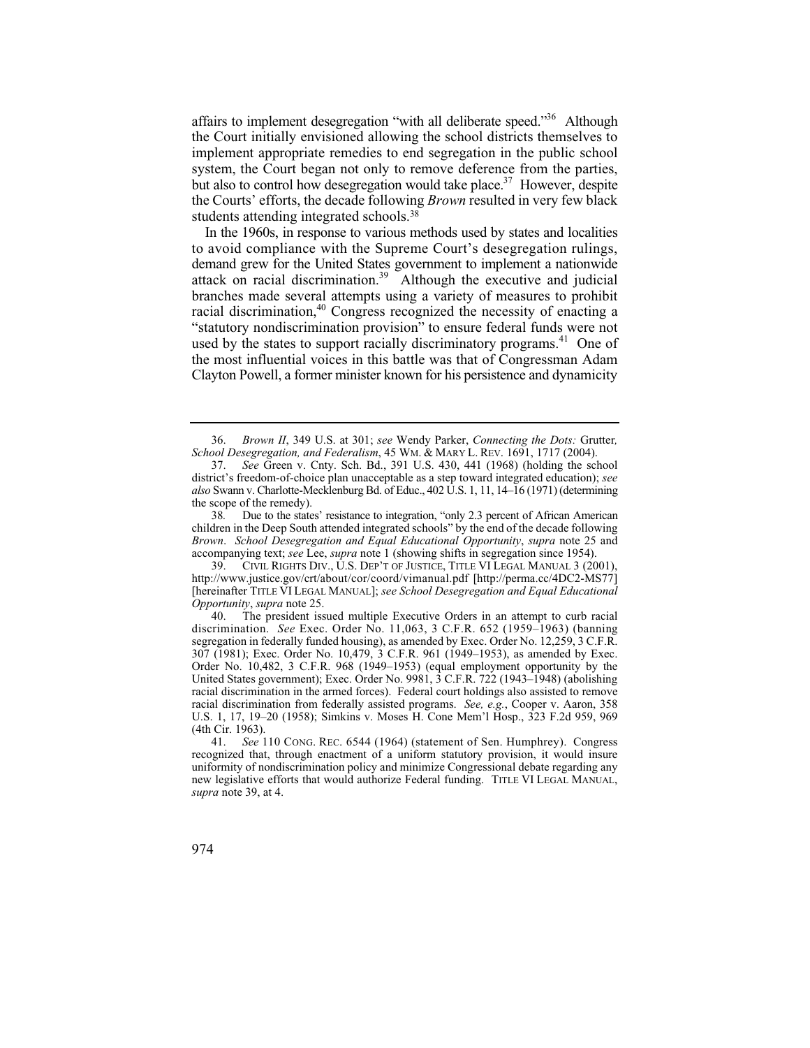affairs to implement desegregation "with all deliberate speed."[36] Although the Court initially envisioned allowing the school districts themselves to implement appropriate remedies to end segregation in the public school system, the Court began not only to remove deference from the parties, but also to control how desegregation would take place.[37] However, despite the Courts' efforts, the decade following *Brown* resulted in very few black students attending integrated schools.[38]

In the 1960s, in response to various methods used by states and localities to avoid compliance with the Supreme Court's desegregation rulings, demand grew for the United States government to implement a nationwide attack on racial discrimination.[39] Although the executive and judicial branches made several attempts using a variety of measures to prohibit racial discrimination,[40] Congress recognized the necessity of enacting a "statutory nondiscrimination provision" to ensure federal funds were not used by the states to support racially discriminatory programs.[41] One of the most influential voices in this battle was that of Congressman Adam Clayton Powell, a former minister known for his persistence and dynamicity

---

36. *Brown II*, 349 U.S. at 301; *see* Wendy Parker, *Connecting the Dots:* Grutter*, School Desegregation, and Federalism*, 45 WM. & MARY L. REV. 1691, 1717 (2004).

37. *See* Green v. Cnty. Sch. Bd., 391 U.S. 430, 441 (1968) (holding the school district's freedom-of-choice plan unacceptable as a step toward integrated education); *see also* Swann v. Charlotte-Mecklenburg Bd. of Educ., 402 U.S. 1, 11, 14–16 (1971) (determining the scope of the remedy).

38. Due to the states' resistance to integration, "only 2.3 percent of African American children in the Deep South attended integrated schools" by the end of the decade following *Brown*. *School Desegregation and Equal Educational Opportunity*, *supra* note 25 and accompanying text; *see* Lee, *supra* note 1 (showing shifts in segregation since 1954).

39. CIVIL RIGHTS DIV., U.S. DEP'T OF JUSTICE, TITLE VI LEGAL MANUAL 3 (2001), http://www.justice.gov/crt/about/cor/coord/vimanual.pdf [http://perma.cc/4DC2-MS77] [hereinafter TITLE VI LEGAL MANUAL]; *see School Desegregation and Equal Educational Opportunity*, *supra* note 25.

40. The president issued multiple Executive Orders in an attempt to curb racial discrimination. *See* Exec. Order No. 11,063, 3 C.F.R. 652 (1959–1963) (banning segregation in federally funded housing), as amended by Exec. Order No. 12,259, 3 C.F.R. 307 (1981); Exec. Order No. 10,479, 3 C.F.R. 961 (1949–1953), as amended by Exec. Order No. 10,482, 3 C.F.R. 968 (1949–1953) (equal employment opportunity by the United States government); Exec. Order No. 9981, 3 C.F.R. 722 (1943–1948) (abolishing racial discrimination in the armed forces). Federal court holdings also assisted to remove racial discrimination from federally assisted programs. *See, e.g.*, Cooper v. Aaron, 358 U.S. 1, 17, 19–20 (1958); Simkins v. Moses H. Cone Mem'l Hosp., 323 F.2d 959, 969 (4th Cir. 1963).

41. *See* 110 CONG. REC. 6544 (1964) (statement of Sen. Humphrey). Congress recognized that, through enactment of a uniform statutory provision, it would insure uniformity of nondiscrimination policy and minimize Congressional debate regarding any new legislative efforts that would authorize Federal funding. TITLE VI LEGAL MANUAL, *supra* note 39, at 4.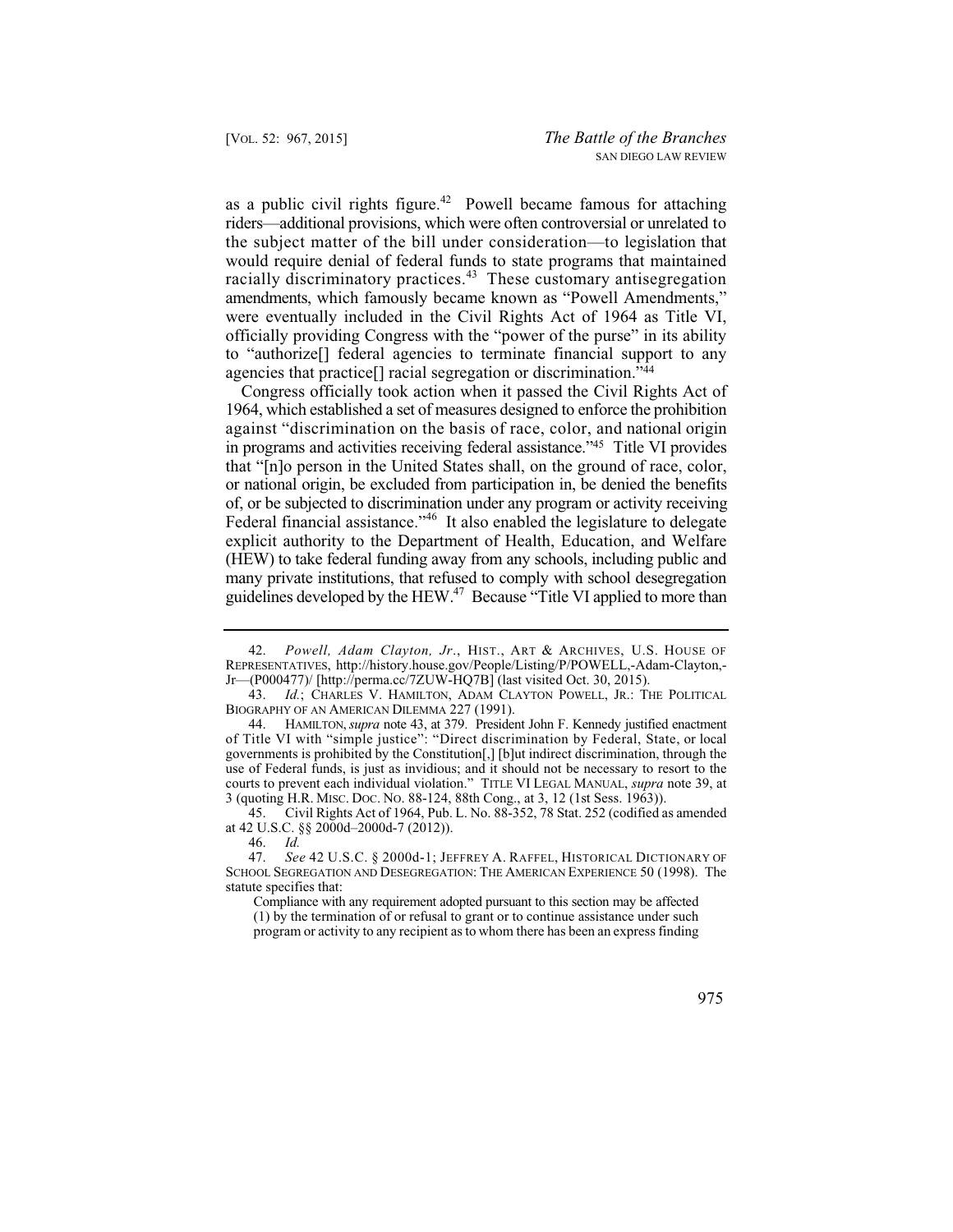as a public civil rights figure.[42] Powell became famous for attaching riders—additional provisions, which were often controversial or unrelated to the subject matter of the bill under consideration—to legislation that would require denial of federal funds to state programs that maintained racially discriminatory practices.[43] These customary antisegregation amendments, which famously became known as "Powell Amendments," were eventually included in the Civil Rights Act of 1964 as Title VI, officially providing Congress with the "power of the purse" in its ability to "authorize[] federal agencies to terminate financial support to any agencies that practice[] racial segregation or discrimination."[44]

Congress officially took action when it passed the Civil Rights Act of 1964, which established a set of measures designed to enforce the prohibition against "discrimination on the basis of race, color, and national origin in programs and activities receiving federal assistance."[45] Title VI provides that "[n]o person in the United States shall, on the ground of race, color, or national origin, be excluded from participation in, be denied the benefits of, or be subjected to discrimination under any program or activity receiving Federal financial assistance."[46] It also enabled the legislature to delegate explicit authority to the Department of Health, Education, and Welfare (HEW) to take federal funding away from any schools, including public and many private institutions, that refused to comply with school desegregation guidelines developed by the HEW.[47] Because "Title VI applied to more than

---

42. *Powell, Adam Clayton, Jr.*, HIST., ART & ARCHIVES, U.S. HOUSE OF REPRESENTATIVES, http://history.house.gov/People/Listing/P/POWELL,-Adam-Clayton,-Jr—(P000477)/ [http://perma.cc/7ZUW-HQ7B] (last visited Oct. 30, 2015).

43. *Id.*; CHARLES V. HAMILTON, ADAM CLAYTON POWELL, JR.: THE POLITICAL BIOGRAPHY OF AN AMERICAN DILEMMA 227 (1991).

44. HAMILTON, *supra* note 43, at 379. President John F. Kennedy justified enactment of Title VI with "simple justice": "Direct discrimination by Federal, State, or local governments is prohibited by the Constitution[,] [b]ut indirect discrimination, through the use of Federal funds, is just as invidious; and it should not be necessary to resort to the courts to prevent each individual violation." TITLE VI LEGAL MANUAL, *supra* note 39, at 3 (quoting H.R. MISC. DOC. NO. 88-124, 88th Cong., at 3, 12 (1st Sess. 1963)).

45. Civil Rights Act of 1964, Pub. L. No. 88-352, 78 Stat. 252 (codified as amended at 42 U.S.C. §§ 2000d–2000d-7 (2012)).

46. *Id.*

47. *See* 42 U.S.C. § 2000d-1; JEFFREY A. RAFFEL, HISTORICAL DICTIONARY OF SCHOOL SEGREGATION AND DESEGREGATION: THE AMERICAN EXPERIENCE 50 (1998). The statute specifies that:

> Compliance with any requirement adopted pursuant to this section may be affected (1) by the termination of or refusal to grant or to continue assistance under such program or activity to any recipient as to whom there has been an express finding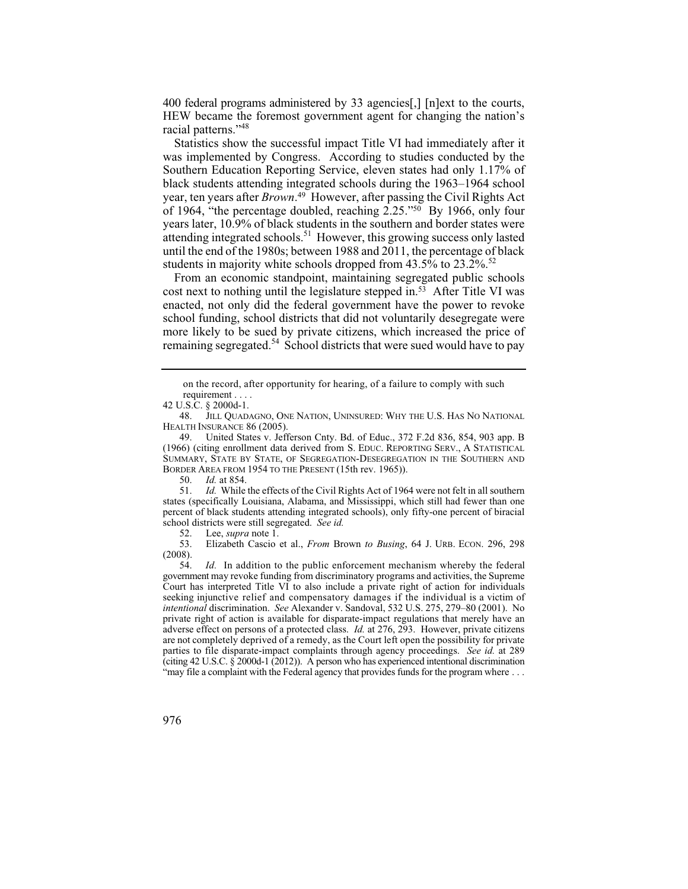400 federal programs administered by 33 agencies[,] [n]ext to the courts, HEW became the foremost government agent for changing the nation's racial patterns."[48]

Statistics show the successful impact Title VI had immediately after it was implemented by Congress. According to studies conducted by the Southern Education Reporting Service, eleven states had only 1.17% of black students attending integrated schools during the 1963–1964 school year, ten years after *Brown*.[49] However, after passing the Civil Rights Act of 1964, "the percentage doubled, reaching 2.25."[50] By 1966, only four years later, 10.9% of black students in the southern and border states were attending integrated schools.[51] However, this growing success only lasted until the end of the 1980s; between 1988 and 2011, the percentage of black students in majority white schools dropped from 43.5% to 23.2%.[52]

From an economic standpoint, maintaining segregated public schools cost next to nothing until the legislature stepped in.[53] After Title VI was enacted, not only did the federal government have the power to revoke school funding, school districts that did not voluntarily desegregate were more likely to be sued by private citizens, which increased the price of remaining segregated.[54] School districts that were sued would have to pay

---

on the record, after opportunity for hearing, of a failure to comply with such requirement . . . .

42 U.S.C. § 2000d-1.

48. JILL QUADAGNO, ONE NATION, UNINSURED: WHY THE U.S. HAS NO NATIONAL HEALTH INSURANCE 86 (2005).

49. United States v. Jefferson Cnty. Bd. of Educ., 372 F.2d 836, 854, 903 app. B (1966) (citing enrollment data derived from S. EDUC. REPORTING SERV., A STATISTICAL SUMMARY, STATE BY STATE, OF SEGREGATION-DESEGREGATION IN THE SOUTHERN AND BORDER AREA FROM 1954 TO THE PRESENT (15th rev. 1965)).

50. *Id.* at 854.

51. *Id.* While the effects of the Civil Rights Act of 1964 were not felt in all southern states (specifically Louisiana, Alabama, and Mississippi, which still had fewer than one percent of black students attending integrated schools), only fifty-one percent of biracial school districts were still segregated. *See id.*

52. Lee, *supra* note 1.

53. Elizabeth Cascio et al., *From* Brown *to Busing*, 64 J. URB. ECON. 296, 298 (2008).

54. *Id.* In addition to the public enforcement mechanism whereby the federal government may revoke funding from discriminatory programs and activities, the Supreme Court has interpreted Title VI to also include a private right of action for individuals seeking injunctive relief and compensatory damages if the individual is a victim of *intentional* discrimination. *See* Alexander v. Sandoval, 532 U.S. 275, 279–80 (2001). No private right of action is available for disparate-impact regulations that merely have an adverse effect on persons of a protected class. *Id.* at 276, 293. However, private citizens are not completely deprived of a remedy, as the Court left open the possibility for private parties to file disparate-impact complaints through agency proceedings. *See id.* at 289 (citing 42 U.S.C. § 2000d-1 (2012)). A person who has experienced intentional discrimination "may file a complaint with the Federal agency that provides funds for the program where . . .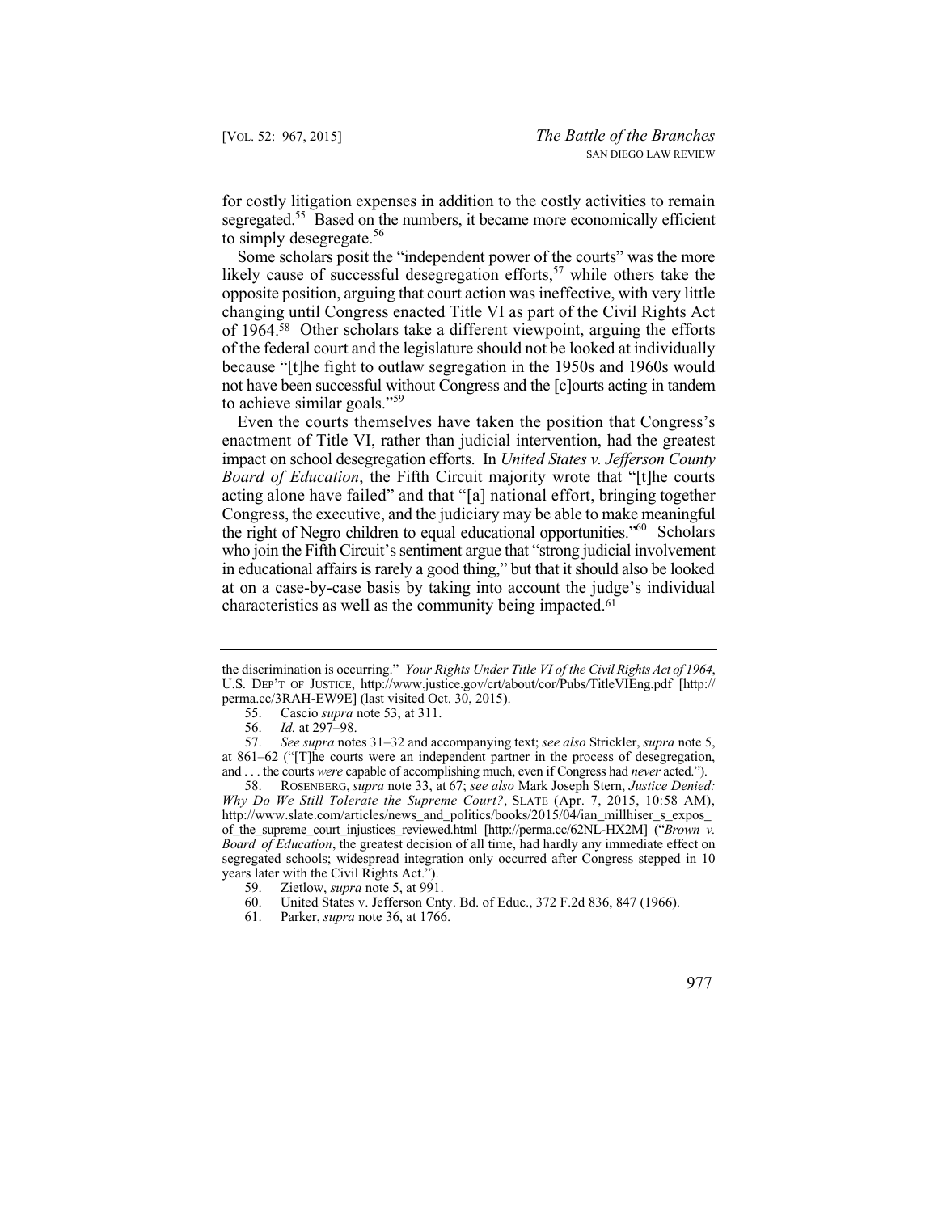for costly litigation expenses in addition to the costly activities to remain segregated.[55] Based on the numbers, it became more economically efficient to simply desegregate.[56]

Some scholars posit the "independent power of the courts" was the more likely cause of successful desegregation efforts,[57] while others take the opposite position, arguing that court action was ineffective, with very little changing until Congress enacted Title VI as part of the Civil Rights Act of 1964.[58] Other scholars take a different viewpoint, arguing the efforts of the federal court and the legislature should not be looked at individually because "[t]he fight to outlaw segregation in the 1950s and 1960s would not have been successful without Congress and the [c]ourts acting in tandem to achieve similar goals."[59]

Even the courts themselves have taken the position that Congress's enactment of Title VI, rather than judicial intervention, had the greatest impact on school desegregation efforts. In *United States v. Jefferson County Board of Education*, the Fifth Circuit majority wrote that "[t]he courts acting alone have failed" and that "[a] national effort, bringing together Congress, the executive, and the judiciary may be able to make meaningful the right of Negro children to equal educational opportunities."[60] Scholars who join the Fifth Circuit's sentiment argue that "strong judicial involvement in educational affairs is rarely a good thing," but that it should also be looked at on a case-by-case basis by taking into account the judge's individual characteristics as well as the community being impacted.[61]

---

the discrimination is occurring." *Your Rights Under Title VI of the Civil Rights Act of 1964*, U.S. DEP'T OF JUSTICE, http://www.justice.gov/crt/about/cor/Pubs/TitleVIEng.pdf [http://perma.cc/3RAH-EW9E] (last visited Oct. 30, 2015).

55. Cascio *supra* note 53, at 311.

56. *Id.* at 297–98.

57. *See supra* notes 31–32 and accompanying text; *see also* Strickler, *supra* note 5, at 861–62 ("[T]he courts were an independent partner in the process of desegregation, and . . . the courts *were* capable of accomplishing much, even if Congress had *never* acted.").

58. ROSENBERG, *supra* note 33, at 67; *see also* Mark Joseph Stern, *Justice Denied: Why Do We Still Tolerate the Supreme Court?*, SLATE (Apr. 7, 2015, 10:58 AM), http://www.slate.com/articles/news_and_politics/books/2015/04/ian_millhiser_s_expos_of_the_supreme_court_injustices_reviewed.html [http://perma.cc/62NL-HX2M] ("*Brown v. Board of Education*, the greatest decision of all time, had hardly any immediate effect on segregated schools; widespread integration only occurred after Congress stepped in 10 years later with the Civil Rights Act.").

59. Zietlow, *supra* note 5, at 991.

60. United States v. Jefferson Cnty. Bd. of Educ., 372 F.2d 836, 847 (1966).

61. Parker, *supra* note 36, at 1766.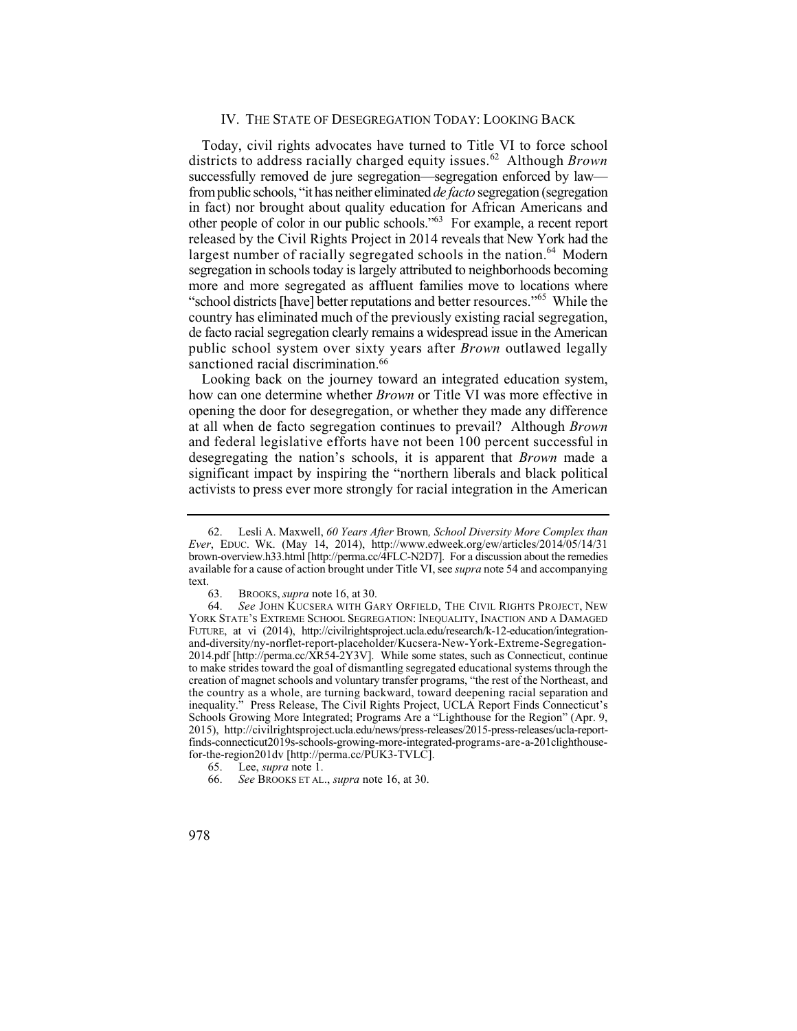## IV. THE STATE OF DESEGREGATION TODAY: LOOKING BACK

Today, civil rights advocates have turned to Title VI to force school districts to address racially charged equity issues.[62] Although *Brown* successfully removed de jure segregation—segregation enforced by law—from public schools, "it has neither eliminated *de facto* segregation (segregation in fact) nor brought about quality education for African Americans and other people of color in our public schools."[63] For example, a recent report released by the Civil Rights Project in 2014 reveals that New York had the largest number of racially segregated schools in the nation.[64] Modern segregation in schools today is largely attributed to neighborhoods becoming more and more segregated as affluent families move to locations where "school districts [have] better reputations and better resources."[65] While the country has eliminated much of the previously existing racial segregation, de facto racial segregation clearly remains a widespread issue in the American public school system over sixty years after *Brown* outlawed legally sanctioned racial discrimination.[66]

Looking back on the journey toward an integrated education system, how can one determine whether *Brown* or Title VI was more effective in opening the door for desegregation, or whether they made any difference at all when de facto segregation continues to prevail? Although *Brown* and federal legislative efforts have not been 100 percent successful in desegregating the nation's schools, it is apparent that *Brown* made a significant impact by inspiring the "northern liberals and black political activists to press ever more strongly for racial integration in the American

---

62. Lesli A. Maxwell, *60 Years After* Brown*, School Diversity More Complex than Ever*, EDUC. WK. (May 14, 2014), http://www.edweek.org/ew/articles/2014/05/14/31brown-overview.h33.html [http://perma.cc/4FLC-N2D7]. For a discussion about the remedies available for a cause of action brought under Title VI, see *supra* note 54 and accompanying text.

63. BROOKS, *supra* note 16, at 30.

64. *See* JOHN KUCSERA WITH GARY ORFIELD, THE CIVIL RIGHTS PROJECT, NEW YORK STATE'S EXTREME SCHOOL SEGREGATION: INEQUALITY, INACTION AND A DAMAGED FUTURE, at vi (2014), http://civilrightsproject.ucla.edu/research/k-12-education/integration-and-diversity/ny-norflet-report-placeholder/Kucsera-New-York-Extreme-Segregation-2014.pdf [http://perma.cc/XR54-2Y3V]. While some states, such as Connecticut, continue to make strides toward the goal of dismantling segregated educational systems through the creation of magnet schools and voluntary transfer programs, "the rest of the Northeast, and the country as a whole, are turning backward, toward deepening racial separation and inequality." Press Release, The Civil Rights Project, UCLA Report Finds Connecticut's Schools Growing More Integrated; Programs Are a "Lighthouse for the Region" (Apr. 9, 2015), http://civilrightsproject.ucla.edu/news/press-releases/2015-press-releases/ucla-report-finds-connecticut2019s-schools-growing-more-integrated-programs-are-a-201clighthouse-for-the-region201dv [http://perma.cc/PUK3-TVLC].

65. Lee, *supra* note 1.

66. *See* BROOKS ET AL., *supra* note 16, at 30.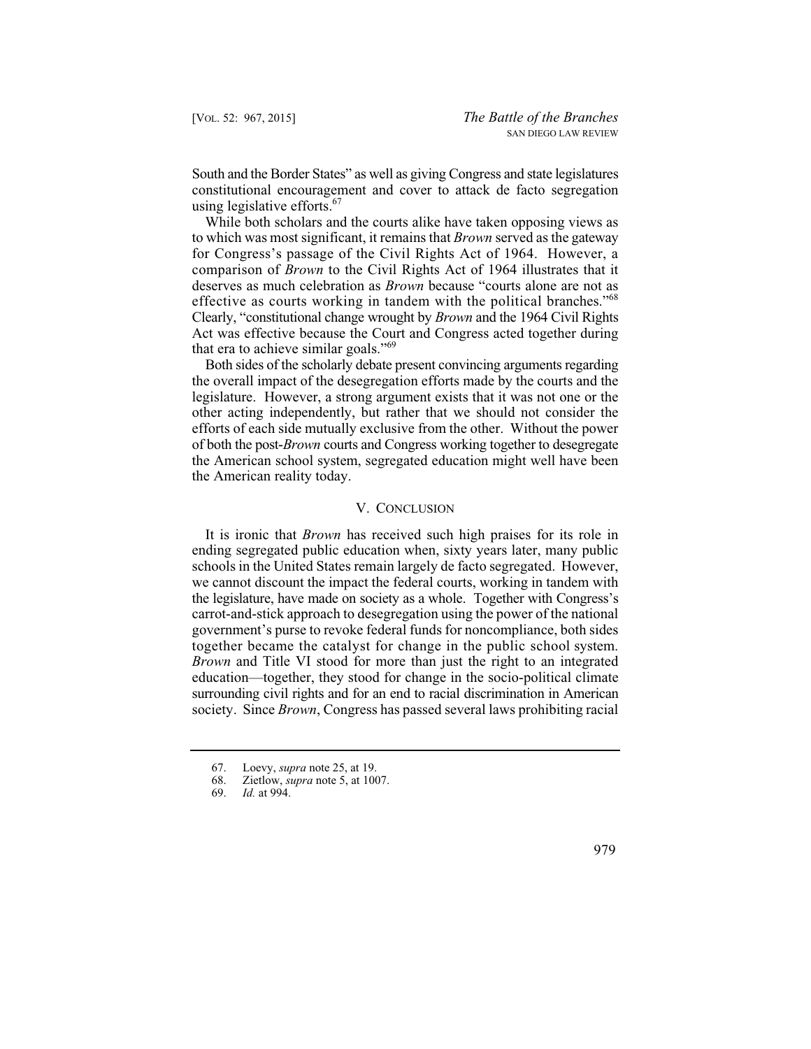South and the Border States" as well as giving Congress and state legislatures constitutional encouragement and cover to attack de facto segregation using legislative efforts.[67]

While both scholars and the courts alike have taken opposing views as to which was most significant, it remains that *Brown* served as the gateway for Congress's passage of the Civil Rights Act of 1964. However, a comparison of *Brown* to the Civil Rights Act of 1964 illustrates that it deserves as much celebration as *Brown* because "courts alone are not as effective as courts working in tandem with the political branches."[68] Clearly, "constitutional change wrought by *Brown* and the 1964 Civil Rights Act was effective because the Court and Congress acted together during that era to achieve similar goals."[69]

Both sides of the scholarly debate present convincing arguments regarding the overall impact of the desegregation efforts made by the courts and the legislature. However, a strong argument exists that it was not one or the other acting independently, but rather that we should not consider the efforts of each side mutually exclusive from the other. Without the power of both the post-*Brown* courts and Congress working together to desegregate the American school system, segregated education might well have been the American reality today.

## V. Conclusion

It is ironic that *Brown* has received such high praises for its role in ending segregated public education when, sixty years later, many public schools in the United States remain largely de facto segregated. However, we cannot discount the impact the federal courts, working in tandem with the legislature, have made on society as a whole. Together with Congress's carrot-and-stick approach to desegregation using the power of the national government's purse to revoke federal funds for noncompliance, both sides together became the catalyst for change in the public school system. *Brown* and Title VI stood for more than just the right to an integrated education—together, they stood for change in the socio-political climate surrounding civil rights and for an end to racial discrimination in American society. Since *Brown*, Congress has passed several laws prohibiting racial

---

67. Loevy, *supra* note 25, at 19.
68. Zietlow, *supra* note 5, at 1007.
69. *Id.* at 994.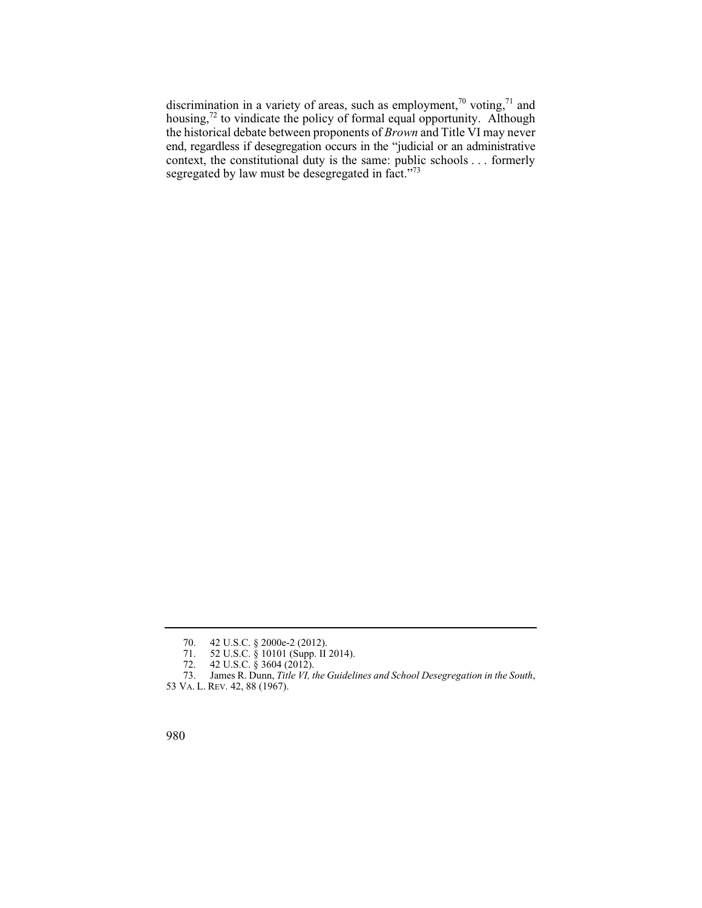discrimination in a variety of areas, such as employment,[70] voting,[71] and housing,[72] to vindicate the policy of formal equal opportunity. Although the historical debate between proponents of *Brown* and Title VI may never end, regardless if desegregation occurs in the "judicial or an administrative context, the constitutional duty is the same: public schools . . . formerly segregated by law must be desegregated in fact."[73]

---

70. 42 U.S.C. § 2000e-2 (2012).

71. 52 U.S.C. § 10101 (Supp. II 2014).

72. 42 U.S.C. § 3604 (2012).

73. James R. Dunn, *Title VI, the Guidelines and School Desegregation in the South*, 53 VA. L. REV. 42, 88 (1967).